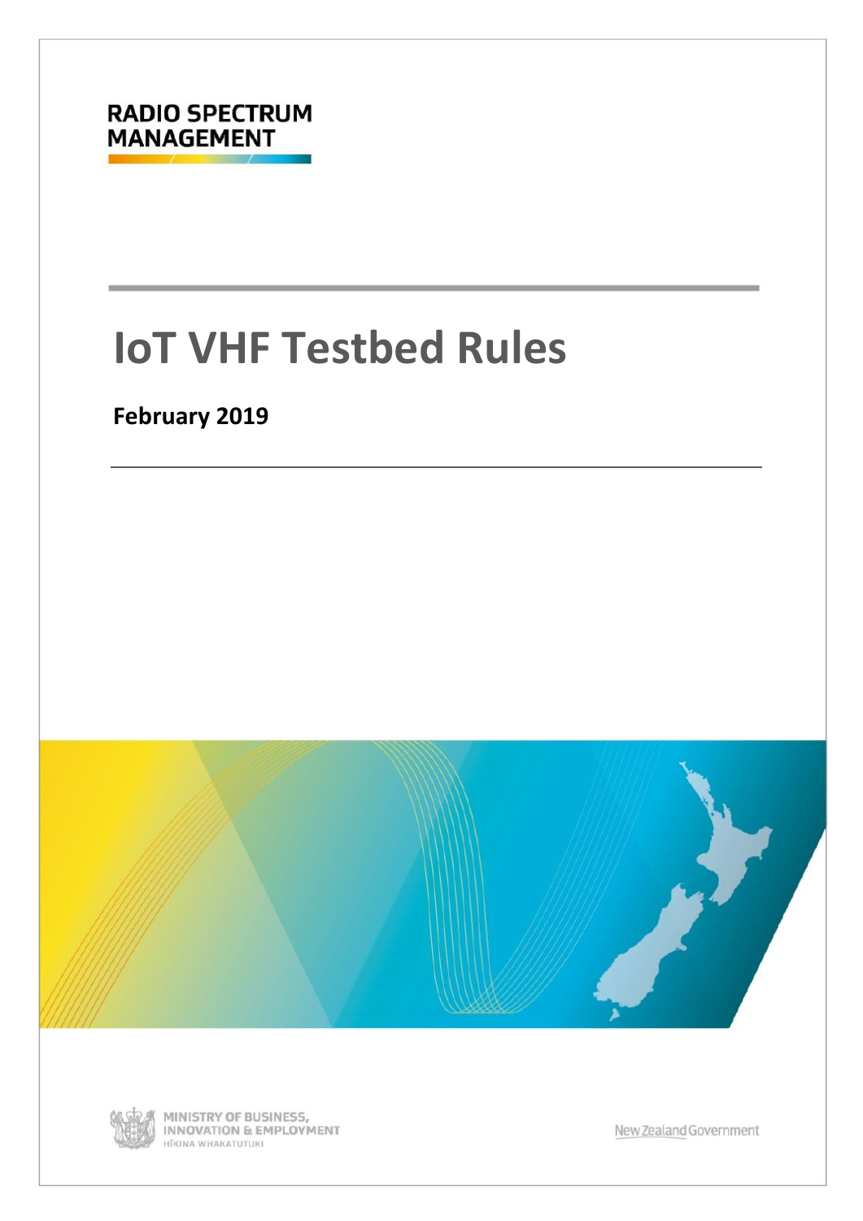RADIO SPECTRUM MANAGEMENT

# IoT VHF Testbed Rules

**February 2019**

MINISTRY OF BUSINESS, INNOVATION & EMPLOYMENT
HĪKINA WHAKATUTUKI

New Zealand Government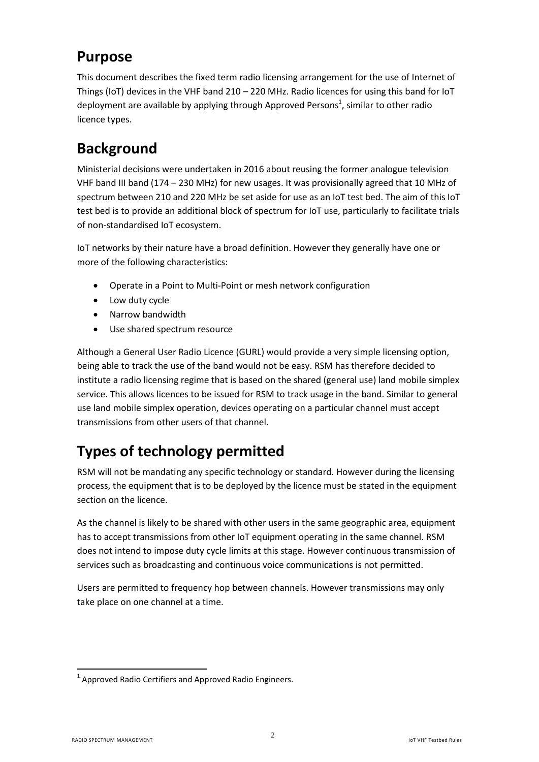## Purpose

This document describes the fixed term radio licensing arrangement for the use of Internet of Things (IoT) devices in the VHF band 210 – 220 MHz. Radio licences for using this band for IoT deployment are available by applying through Approved Persons[1], similar to other radio licence types.

## Background

Ministerial decisions were undertaken in 2016 about reusing the former analogue television VHF band III band (174 – 230 MHz) for new usages. It was provisionally agreed that 10 MHz of spectrum between 210 and 220 MHz be set aside for use as an IoT test bed. The aim of this IoT test bed is to provide an additional block of spectrum for IoT use, particularly to facilitate trials of non-standardised IoT ecosystem.

IoT networks by their nature have a broad definition. However they generally have one or more of the following characteristics:

- Operate in a Point to Multi-Point or mesh network configuration
- Low duty cycle
- Narrow bandwidth
- Use shared spectrum resource

Although a General User Radio Licence (GURL) would provide a very simple licensing option, being able to track the use of the band would not be easy. RSM has therefore decided to institute a radio licensing regime that is based on the shared (general use) land mobile simplex service. This allows licences to be issued for RSM to track usage in the band. Similar to general use land mobile simplex operation, devices operating on a particular channel must accept transmissions from other users of that channel.

## Types of technology permitted

RSM will not be mandating any specific technology or standard. However during the licensing process, the equipment that is to be deployed by the licence must be stated in the equipment section on the licence.

As the channel is likely to be shared with other users in the same geographic area, equipment has to accept transmissions from other IoT equipment operating in the same channel. RSM does not intend to impose duty cycle limits at this stage. However continuous transmission of services such as broadcasting and continuous voice communications is not permitted.

Users are permitted to frequency hop between channels. However transmissions may only take place on one channel at a time.

[1] Approved Radio Certifiers and Approved Radio Engineers.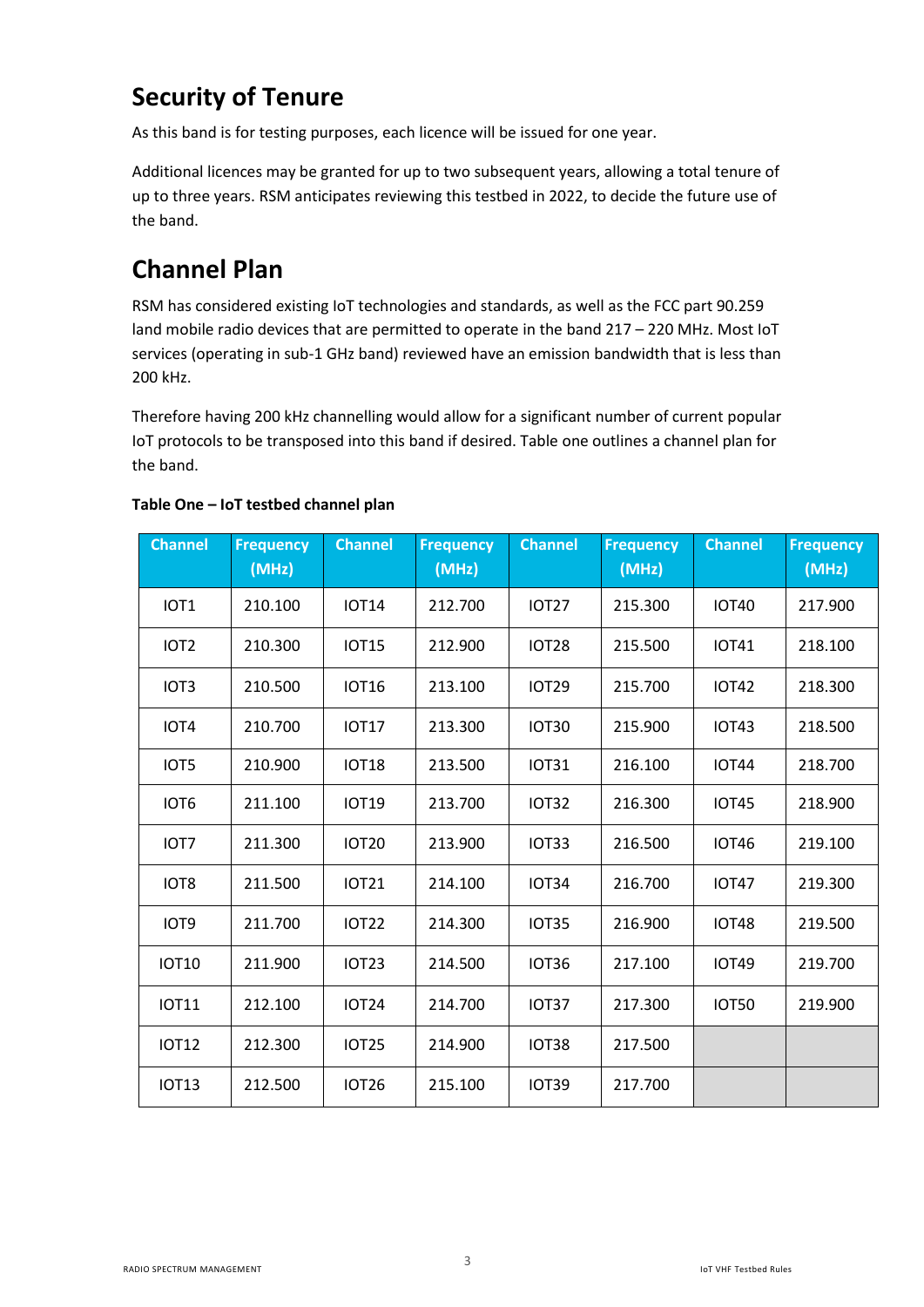## Security of Tenure

As this band is for testing purposes, each licence will be issued for one year.

Additional licences may be granted for up to two subsequent years, allowing a total tenure of up to three years. RSM anticipates reviewing this testbed in 2022, to decide the future use of the band.

## Channel Plan

RSM has considered existing IoT technologies and standards, as well as the FCC part 90.259 land mobile radio devices that are permitted to operate in the band 217 – 220 MHz. Most IoT services (operating in sub-1 GHz band) reviewed have an emission bandwidth that is less than 200 kHz.

Therefore having 200 kHz channelling would allow for a significant number of current popular IoT protocols to be transposed into this band if desired. Table one outlines a channel plan for the band.

**Table One – IoT testbed channel plan**

| Channel | Frequency (MHz) | Channel | Frequency (MHz) | Channel | Frequency (MHz) | Channel | Frequency (MHz) |
|---|---|---|---|---|---|---|---|
| IOT1 | 210.100 | IOT14 | 212.700 | IOT27 | 215.300 | IOT40 | 217.900 |
| IOT2 | 210.300 | IOT15 | 212.900 | IOT28 | 215.500 | IOT41 | 218.100 |
| IOT3 | 210.500 | IOT16 | 213.100 | IOT29 | 215.700 | IOT42 | 218.300 |
| IOT4 | 210.700 | IOT17 | 213.300 | IOT30 | 215.900 | IOT43 | 218.500 |
| IOT5 | 210.900 | IOT18 | 213.500 | IOT31 | 216.100 | IOT44 | 218.700 |
| IOT6 | 211.100 | IOT19 | 213.700 | IOT32 | 216.300 | IOT45 | 218.900 |
| IOT7 | 211.300 | IOT20 | 213.900 | IOT33 | 216.500 | IOT46 | 219.100 |
| IOT8 | 211.500 | IOT21 | 214.100 | IOT34 | 216.700 | IOT47 | 219.300 |
| IOT9 | 211.700 | IOT22 | 214.300 | IOT35 | 216.900 | IOT48 | 219.500 |
| IOT10 | 211.900 | IOT23 | 214.500 | IOT36 | 217.100 | IOT49 | 219.700 |
| IOT11 | 212.100 | IOT24 | 214.700 | IOT37 | 217.300 | IOT50 | 219.900 |
| IOT12 | 212.300 | IOT25 | 214.900 | IOT38 | 217.500 | | |
| IOT13 | 212.500 | IOT26 | 215.100 | IOT39 | 217.700 | | |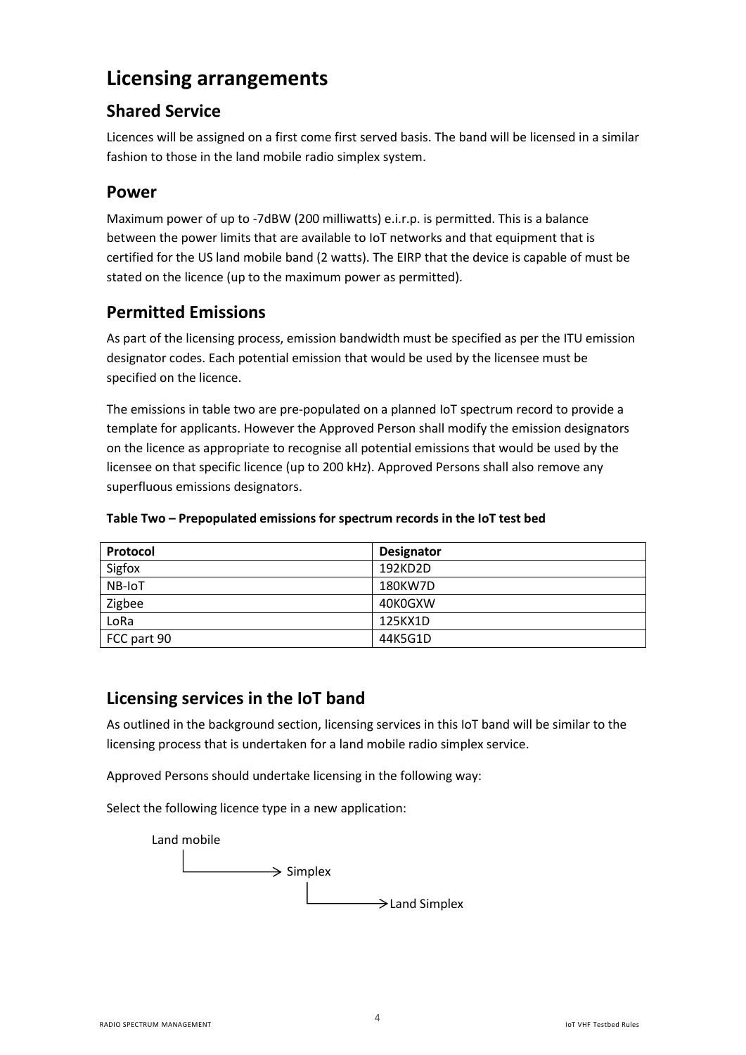# Licensing arrangements

## Shared Service

Licences will be assigned on a first come first served basis. The band will be licensed in a similar fashion to those in the land mobile radio simplex system.

## Power

Maximum power of up to -7dBW (200 milliwatts) e.i.r.p. is permitted. This is a balance between the power limits that are available to IoT networks and that equipment that is certified for the US land mobile band (2 watts). The EIRP that the device is capable of must be stated on the licence (up to the maximum power as permitted).

## Permitted Emissions

As part of the licensing process, emission bandwidth must be specified as per the ITU emission designator codes. Each potential emission that would be used by the licensee must be specified on the licence.

The emissions in table two are pre-populated on a planned IoT spectrum record to provide a template for applicants. However the Approved Person shall modify the emission designators on the licence as appropriate to recognise all potential emissions that would be used by the licensee on that specific licence (up to 200 kHz). Approved Persons shall also remove any superfluous emissions designators.

**Table Two – Prepopulated emissions for spectrum records in the IoT test bed**

| Protocol | Designator |
|---|---|
| Sigfox | 192KD2D |
| NB-IoT | 180KW7D |
| Zigbee | 40K0GXW |
| LoRa | 125KX1D |
| FCC part 90 | 44K5G1D |

## Licensing services in the IoT band

As outlined in the background section, licensing services in this IoT band will be similar to the licensing process that is undertaken for a land mobile radio simplex service.

Approved Persons should undertake licensing in the following way:

Select the following licence type in a new application:

- Land mobile
  - → Simplex
    - → Land Simplex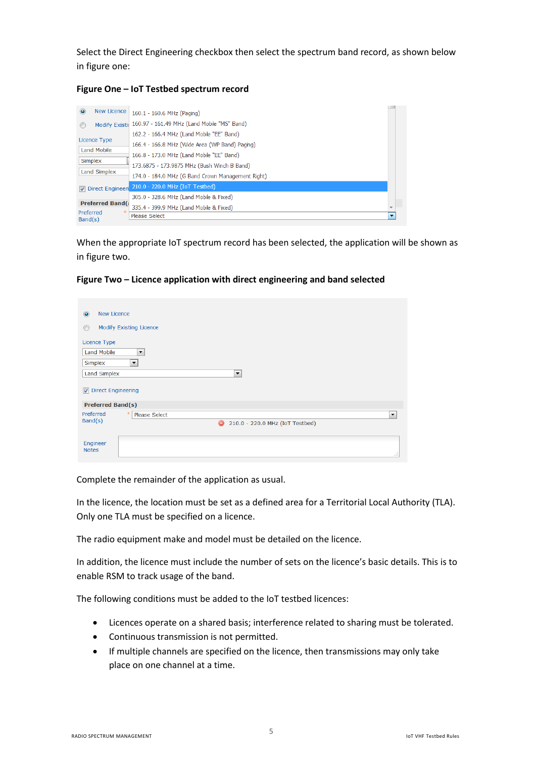Select the Direct Engineering checkbox then select the spectrum band record, as shown below in figure one:

**Figure One – IoT Testbed spectrum record**

New Licence
Modify Existi
Licence Type
Land Mobile
Simplex
Land Simplex
Direct Engineeri
Preferred Band(s
Preferred Band(s)

160.1 - 160.6 MHz (Paging)
160.97 - 161.49 MHz (Land Mobile "MS" Band)
162.2 - 166.4 MHz (Land Mobile "EE" Band)
166.4 - 166.8 MHz (Wide Area (WP Band) Paging)
166.8 - 173.0 MHz (Land Mobile "EE" Band)
173.6875 - 173.9875 MHz (Bush Winch B Band)
174.0 - 184.0 MHz (G Band Crown Management Right)
210.0 - 220.0 MHz (IoT Testbed)
305.0 - 328.6 MHz (Land Mobile & Fixed)
335.4 - 399.9 MHz (Land Mobile & Fixed)
Please Select

When the appropriate IoT spectrum record has been selected, the application will be shown as in figure two.

**Figure Two – Licence application with direct engineering and band selected**

New Licence
Modify Existing Licence
Licence Type
Land Mobile
Simplex
Land Simplex
Direct Engineering
Preferred Band(s)
Preferred Band(s) * Please Select
210.0 - 220.0 MHz (IoT Testbed)
Engineer Notes

Complete the remainder of the application as usual.

In the licence, the location must be set as a defined area for a Territorial Local Authority (TLA). Only one TLA must be specified on a licence.

The radio equipment make and model must be detailed on the licence.

In addition, the licence must include the number of sets on the licence's basic details. This is to enable RSM to track usage of the band.

The following conditions must be added to the IoT testbed licences:

- Licences operate on a shared basis; interference related to sharing must be tolerated.
- Continuous transmission is not permitted.
- If multiple channels are specified on the licence, then transmissions may only take place on one channel at a time.